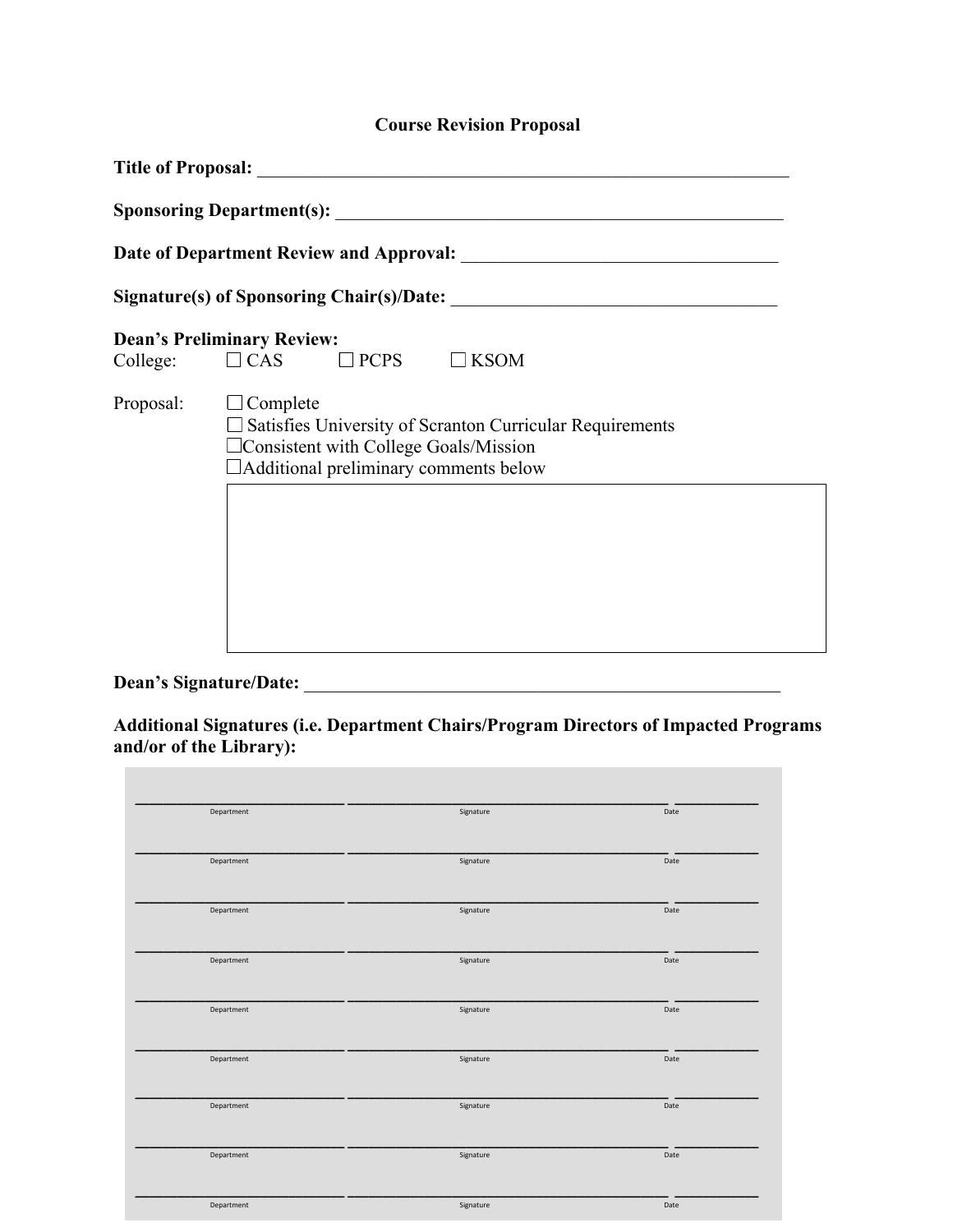# Course Revision Proposal

**Title of Proposal:** ______________________________________________________________

**Sponsoring Department(s):** ____________________________________________________

**Date of Department Review and Approval:** ___________________________________

**Signature(s) of Sponsoring Chair(s)/Date:** __________________________________

**Dean's Preliminary Review:**

College: ☐ CAS ☐ PCPS ☐ KSOM

Proposal:
- ☐ Complete
- ☐ Satisfies University of Scranton Curricular Requirements
- ☐ Consistent with College Goals/Mission
- ☐ Additional preliminary comments below

| |
|---|
| |

**Dean's Signature/Date:** ______________________________________________________

**Additional Signatures (i.e. Department Chairs/Program Directors of Impacted Programs and/or of the Library):**

| Department | Signature | Date |
|---|---|---|
| | | |
| | | |
| | | |
| | | |
| | | |
| | | |
| | | |
| | | |
| | | |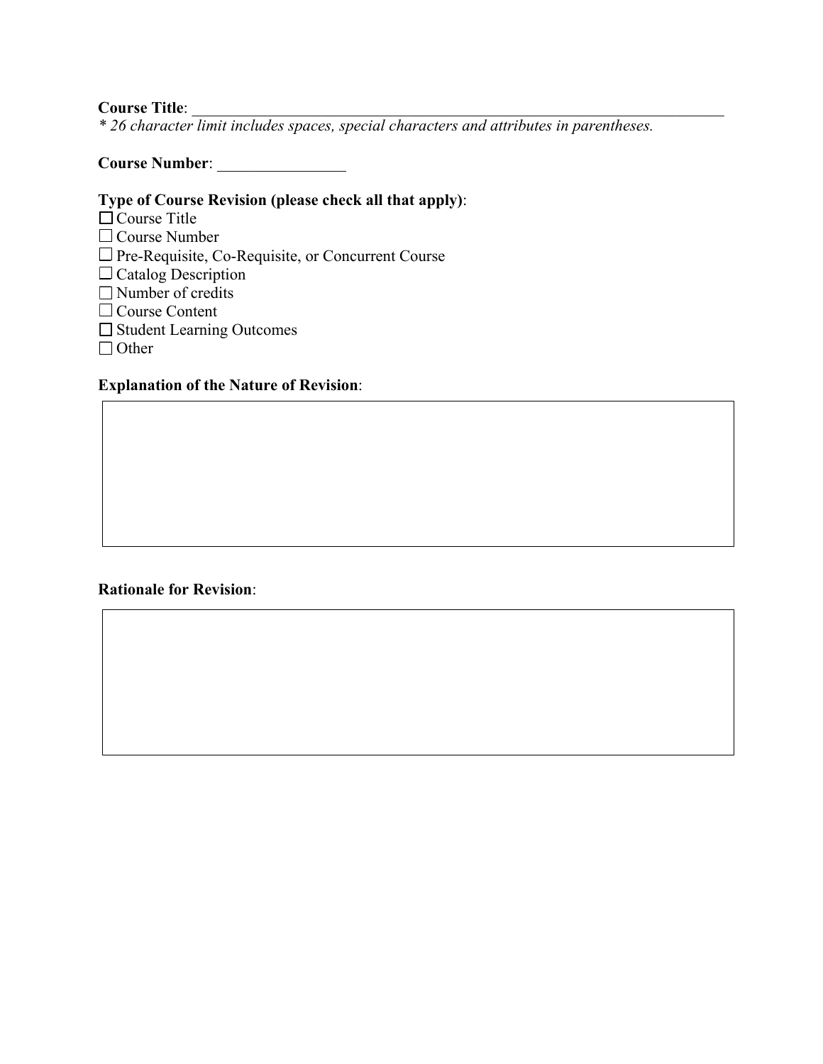**Course Title**: ___________________________________________________________________

*\* 26 character limit includes spaces, special characters and attributes in parentheses.*

**Course Number**: ________________

**Type of Course Revision (please check all that apply)**:

☐ Course Title
☐ Course Number
☐ Pre-Requisite, Co-Requisite, or Concurrent Course
☐ Catalog Description
☐ Number of credits
☐ Course Content
☐ Student Learning Outcomes
☐ Other

**Explanation of the Nature of Revision**:

**Rationale for Revision**: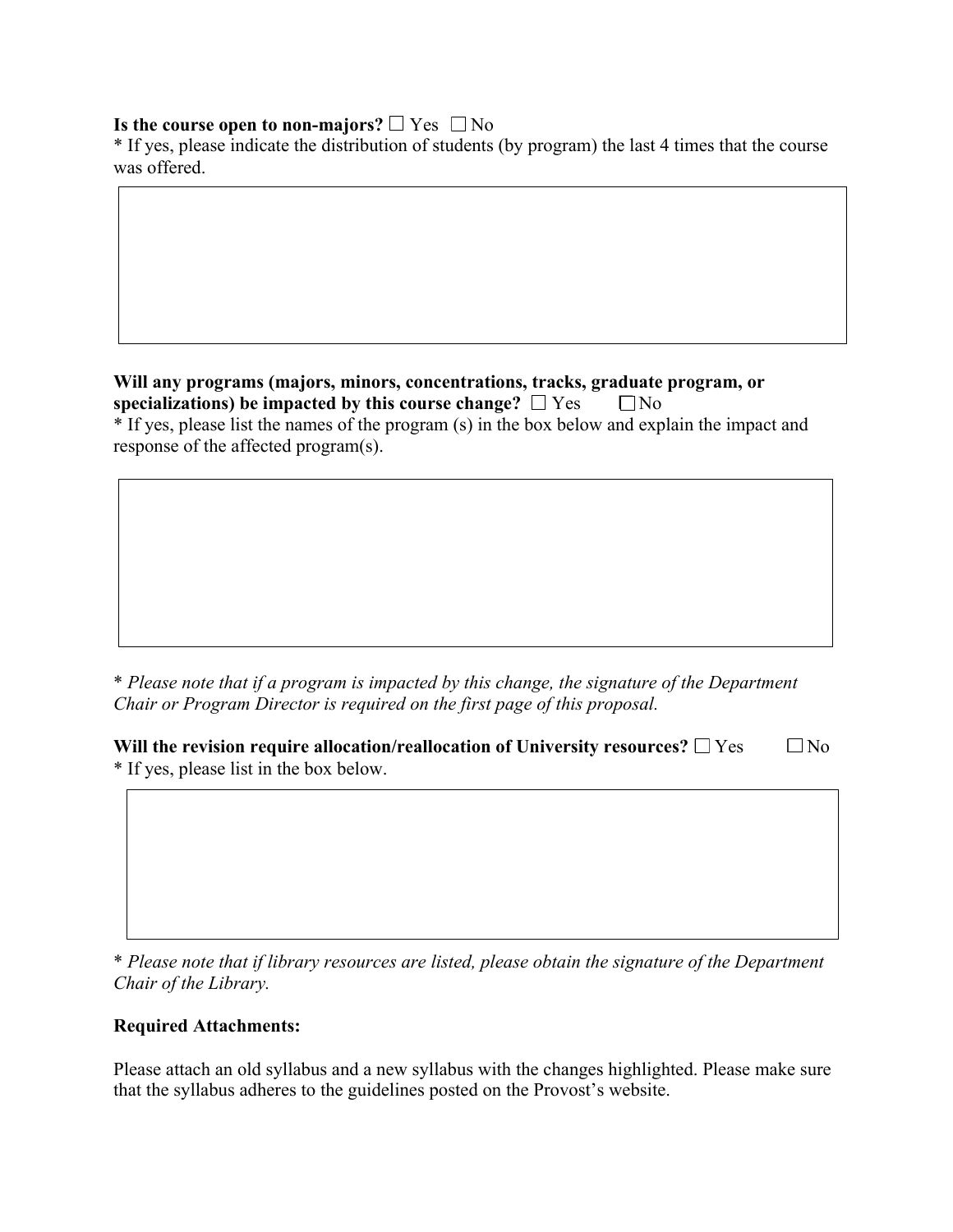**Is the course open to non-majors?** ☐ Yes ☐ No

* If yes, please indicate the distribution of students (by program) the last 4 times that the course was offered.

| |
|---|
| |

**Will any programs (majors, minors, concentrations, tracks, graduate program, or specializations) be impacted by this course change?** ☐ Yes ☐ No

* If yes, please list the names of the program (s) in the box below and explain the impact and response of the affected program(s).

| |
|---|
| |

* *Please note that if a program is impacted by this change, the signature of the Department Chair or Program Director is required on the first page of this proposal.*

**Will the revision require allocation/reallocation of University resources?** ☐ Yes ☐ No

* If yes, please list in the box below.

| |
|---|
| |

* *Please note that if library resources are listed, please obtain the signature of the Department Chair of the Library.*

**Required Attachments:**

Please attach an old syllabus and a new syllabus with the changes highlighted. Please make sure that the syllabus adheres to the guidelines posted on the Provost's website.